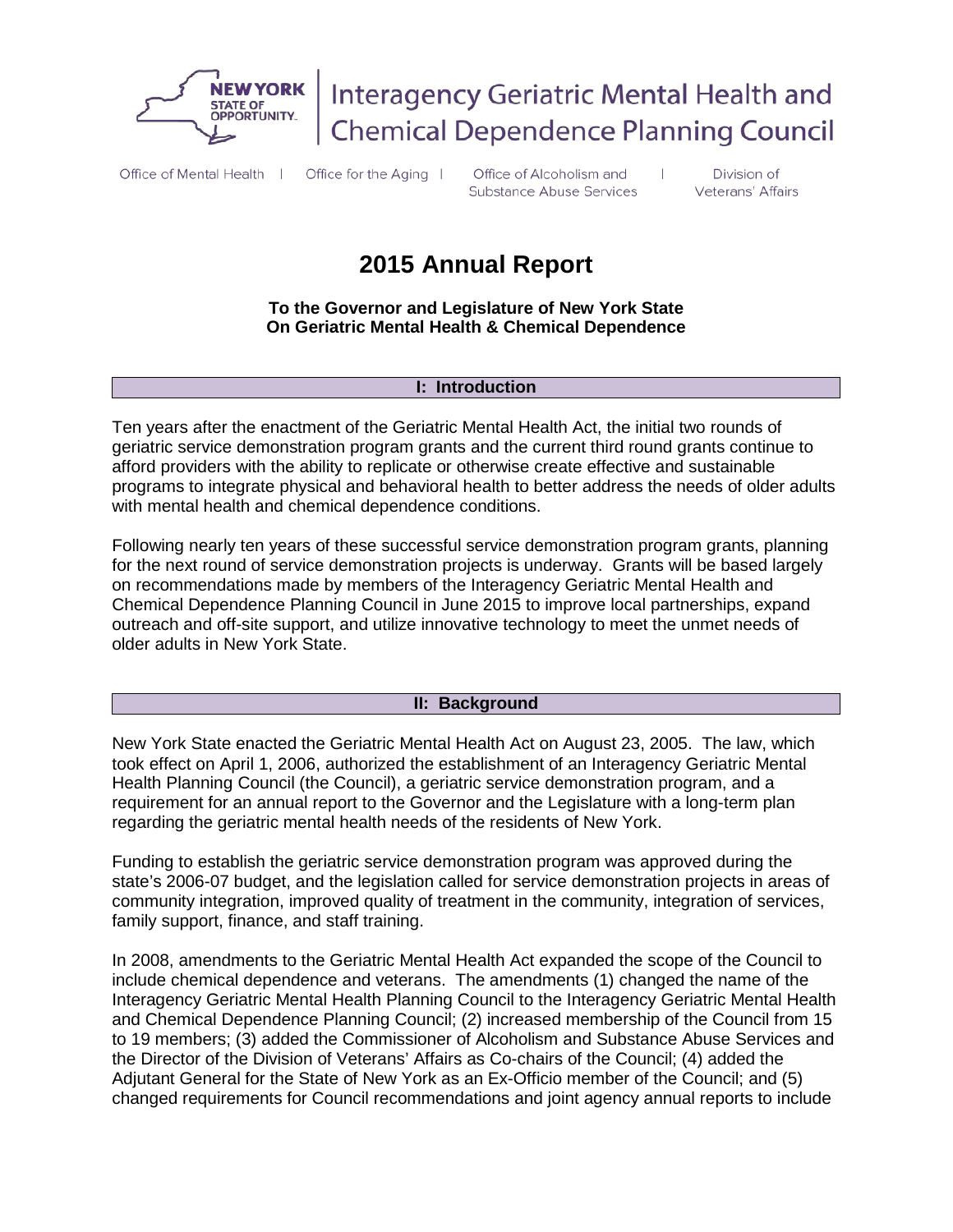# Interagency Geriatric Mental Health and Chemical Dependence Planning Council

Office of Mental Health | Office for the Aging | Office of Alcoholism and Substance Abuse Services | Division of Veterans' Affairs

# 2015 Annual Report

**To the Governor and Legislature of New York State**
**On Geriatric Mental Health & Chemical Dependence**

## I: Introduction

Ten years after the enactment of the Geriatric Mental Health Act, the initial two rounds of geriatric service demonstration program grants and the current third round grants continue to afford providers with the ability to replicate or otherwise create effective and sustainable programs to integrate physical and behavioral health to better address the needs of older adults with mental health and chemical dependence conditions.

Following nearly ten years of these successful service demonstration program grants, planning for the next round of service demonstration projects is underway. Grants will be based largely on recommendations made by members of the Interagency Geriatric Mental Health and Chemical Dependence Planning Council in June 2015 to improve local partnerships, expand outreach and off-site support, and utilize innovative technology to meet the unmet needs of older adults in New York State.

## II: Background

New York State enacted the Geriatric Mental Health Act on August 23, 2005. The law, which took effect on April 1, 2006, authorized the establishment of an Interagency Geriatric Mental Health Planning Council (the Council), a geriatric service demonstration program, and a requirement for an annual report to the Governor and the Legislature with a long-term plan regarding the geriatric mental health needs of the residents of New York.

Funding to establish the geriatric service demonstration program was approved during the state's 2006-07 budget, and the legislation called for service demonstration projects in areas of community integration, improved quality of treatment in the community, integration of services, family support, finance, and staff training.

In 2008, amendments to the Geriatric Mental Health Act expanded the scope of the Council to include chemical dependence and veterans. The amendments (1) changed the name of the Interagency Geriatric Mental Health Planning Council to the Interagency Geriatric Mental Health and Chemical Dependence Planning Council; (2) increased membership of the Council from 15 to 19 members; (3) added the Commissioner of Alcoholism and Substance Abuse Services and the Director of the Division of Veterans' Affairs as Co-chairs of the Council; (4) added the Adjutant General for the State of New York as an Ex-Officio member of the Council; and (5) changed requirements for Council recommendations and joint agency annual reports to include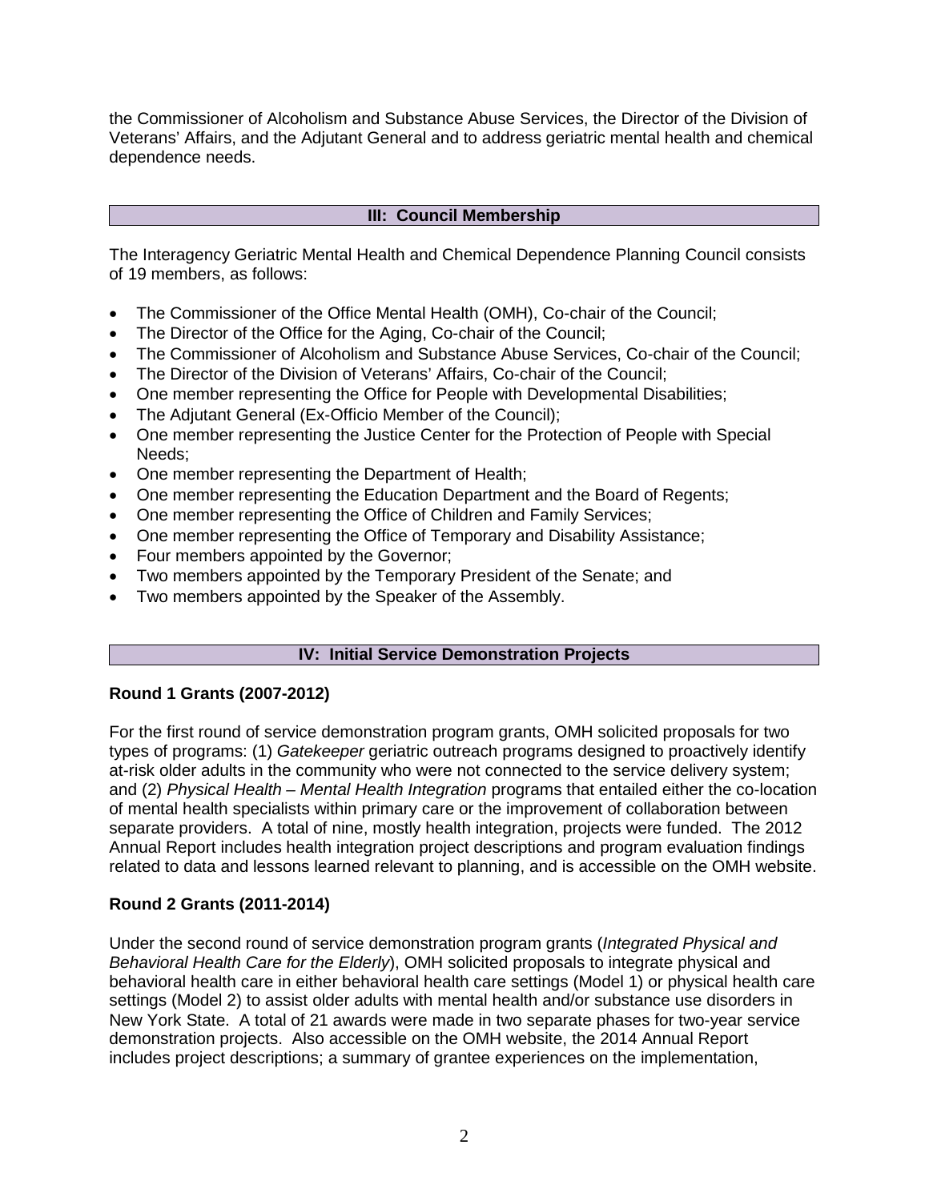the Commissioner of Alcoholism and Substance Abuse Services, the Director of the Division of Veterans' Affairs, and the Adjutant General and to address geriatric mental health and chemical dependence needs.

## III: Council Membership

The Interagency Geriatric Mental Health and Chemical Dependence Planning Council consists of 19 members, as follows:

- The Commissioner of the Office Mental Health (OMH), Co-chair of the Council;
- The Director of the Office for the Aging, Co-chair of the Council;
- The Commissioner of Alcoholism and Substance Abuse Services, Co-chair of the Council;
- The Director of the Division of Veterans' Affairs, Co-chair of the Council;
- One member representing the Office for People with Developmental Disabilities;
- The Adjutant General (Ex-Officio Member of the Council);
- One member representing the Justice Center for the Protection of People with Special Needs;
- One member representing the Department of Health;
- One member representing the Education Department and the Board of Regents;
- One member representing the Office of Children and Family Services;
- One member representing the Office of Temporary and Disability Assistance;
- Four members appointed by the Governor;
- Two members appointed by the Temporary President of the Senate; and
- Two members appointed by the Speaker of the Assembly.

## IV: Initial Service Demonstration Projects

### Round 1 Grants (2007-2012)

For the first round of service demonstration program grants, OMH solicited proposals for two types of programs: (1) *Gatekeeper* geriatric outreach programs designed to proactively identify at-risk older adults in the community who were not connected to the service delivery system; and (2) *Physical Health – Mental Health Integration* programs that entailed either the co-location of mental health specialists within primary care or the improvement of collaboration between separate providers. A total of nine, mostly health integration, projects were funded. The 2012 Annual Report includes health integration project descriptions and program evaluation findings related to data and lessons learned relevant to planning, and is accessible on the OMH website.

### Round 2 Grants (2011-2014)

Under the second round of service demonstration program grants (*Integrated Physical and Behavioral Health Care for the Elderly*), OMH solicited proposals to integrate physical and behavioral health care in either behavioral health care settings (Model 1) or physical health care settings (Model 2) to assist older adults with mental health and/or substance use disorders in New York State. A total of 21 awards were made in two separate phases for two-year service demonstration projects. Also accessible on the OMH website, the 2014 Annual Report includes project descriptions; a summary of grantee experiences on the implementation,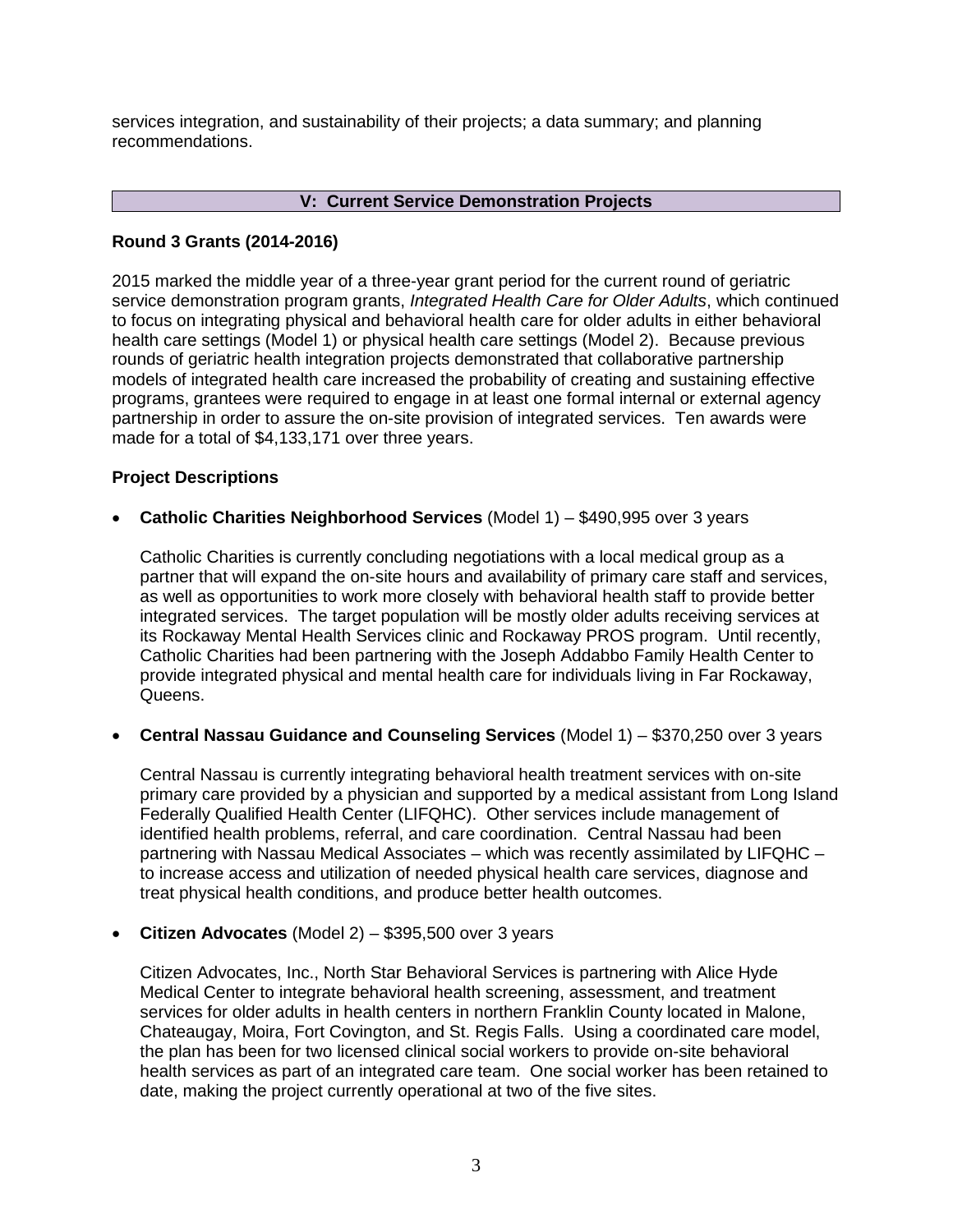services integration, and sustainability of their projects; a data summary; and planning recommendations.

## V: Current Service Demonstration Projects

### Round 3 Grants (2014-2016)

2015 marked the middle year of a three-year grant period for the current round of geriatric service demonstration program grants, *Integrated Health Care for Older Adults*, which continued to focus on integrating physical and behavioral health care for older adults in either behavioral health care settings (Model 1) or physical health care settings (Model 2). Because previous rounds of geriatric health integration projects demonstrated that collaborative partnership models of integrated health care increased the probability of creating and sustaining effective programs, grantees were required to engage in at least one formal internal or external agency partnership in order to assure the on-site provision of integrated services. Ten awards were made for a total of $4,133,171 over three years.

### Project Descriptions

- **Catholic Charities Neighborhood Services** (Model 1) – $490,995 over 3 years

  Catholic Charities is currently concluding negotiations with a local medical group as a partner that will expand the on-site hours and availability of primary care staff and services, as well as opportunities to work more closely with behavioral health staff to provide better integrated services. The target population will be mostly older adults receiving services at its Rockaway Mental Health Services clinic and Rockaway PROS program. Until recently, Catholic Charities had been partnering with the Joseph Addabbo Family Health Center to provide integrated physical and mental health care for individuals living in Far Rockaway, Queens.

- **Central Nassau Guidance and Counseling Services** (Model 1) – $370,250 over 3 years

  Central Nassau is currently integrating behavioral health treatment services with on-site primary care provided by a physician and supported by a medical assistant from Long Island Federally Qualified Health Center (LIFQHC). Other services include management of identified health problems, referral, and care coordination. Central Nassau had been partnering with Nassau Medical Associates – which was recently assimilated by LIFQHC – to increase access and utilization of needed physical health care services, diagnose and treat physical health conditions, and produce better health outcomes.

- **Citizen Advocates** (Model 2) – $395,500 over 3 years

  Citizen Advocates, Inc., North Star Behavioral Services is partnering with Alice Hyde Medical Center to integrate behavioral health screening, assessment, and treatment services for older adults in health centers in northern Franklin County located in Malone, Chateaugay, Moira, Fort Covington, and St. Regis Falls. Using a coordinated care model, the plan has been for two licensed clinical social workers to provide on-site behavioral health services as part of an integrated care team. One social worker has been retained to date, making the project currently operational at two of the five sites.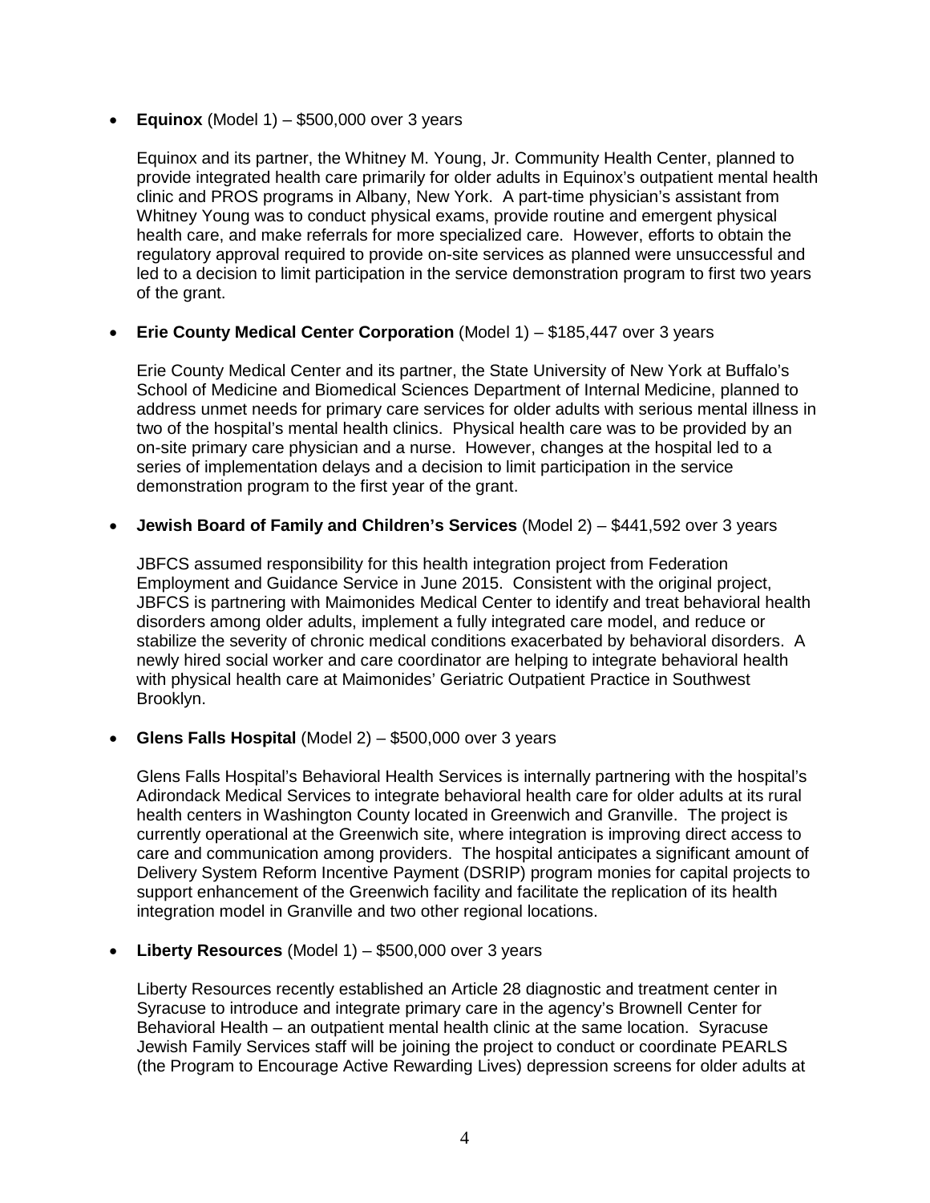- **Equinox** (Model 1) – $500,000 over 3 years

  Equinox and its partner, the Whitney M. Young, Jr. Community Health Center, planned to provide integrated health care primarily for older adults in Equinox's outpatient mental health clinic and PROS programs in Albany, New York. A part-time physician's assistant from Whitney Young was to conduct physical exams, provide routine and emergent physical health care, and make referrals for more specialized care. However, efforts to obtain the regulatory approval required to provide on-site services as planned were unsuccessful and led to a decision to limit participation in the service demonstration program to first two years of the grant.

- **Erie County Medical Center Corporation** (Model 1) – $185,447 over 3 years

  Erie County Medical Center and its partner, the State University of New York at Buffalo's School of Medicine and Biomedical Sciences Department of Internal Medicine, planned to address unmet needs for primary care services for older adults with serious mental illness in two of the hospital's mental health clinics. Physical health care was to be provided by an on-site primary care physician and a nurse. However, changes at the hospital led to a series of implementation delays and a decision to limit participation in the service demonstration program to the first year of the grant.

- **Jewish Board of Family and Children's Services** (Model 2) – $441,592 over 3 years

  JBFCS assumed responsibility for this health integration project from Federation Employment and Guidance Service in June 2015. Consistent with the original project, JBFCS is partnering with Maimonides Medical Center to identify and treat behavioral health disorders among older adults, implement a fully integrated care model, and reduce or stabilize the severity of chronic medical conditions exacerbated by behavioral disorders. A newly hired social worker and care coordinator are helping to integrate behavioral health with physical health care at Maimonides' Geriatric Outpatient Practice in Southwest Brooklyn.

- **Glens Falls Hospital** (Model 2) – $500,000 over 3 years

  Glens Falls Hospital's Behavioral Health Services is internally partnering with the hospital's Adirondack Medical Services to integrate behavioral health care for older adults at its rural health centers in Washington County located in Greenwich and Granville. The project is currently operational at the Greenwich site, where integration is improving direct access to care and communication among providers. The hospital anticipates a significant amount of Delivery System Reform Incentive Payment (DSRIP) program monies for capital projects to support enhancement of the Greenwich facility and facilitate the replication of its health integration model in Granville and two other regional locations.

- **Liberty Resources** (Model 1) – $500,000 over 3 years

  Liberty Resources recently established an Article 28 diagnostic and treatment center in Syracuse to introduce and integrate primary care in the agency's Brownell Center for Behavioral Health – an outpatient mental health clinic at the same location. Syracuse Jewish Family Services staff will be joining the project to conduct or coordinate PEARLS (the Program to Encourage Active Rewarding Lives) depression screens for older adults at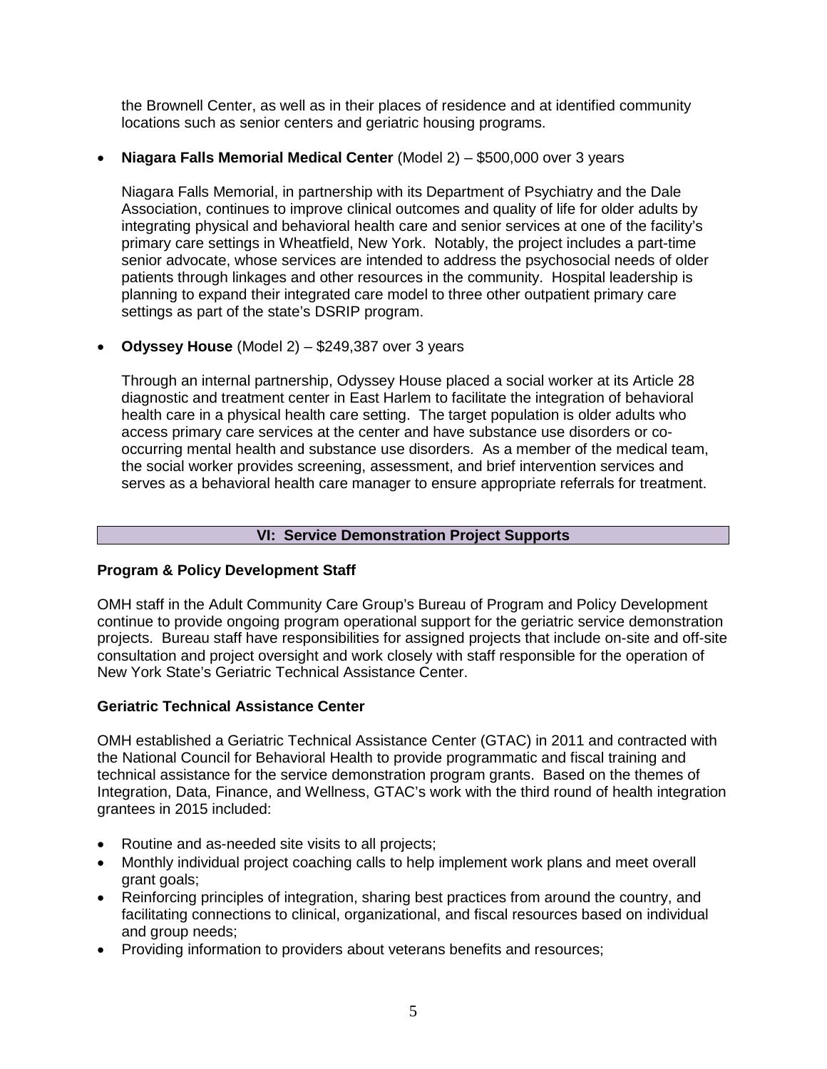the Brownell Center, as well as in their places of residence and at identified community locations such as senior centers and geriatric housing programs.

- **Niagara Falls Memorial Medical Center** (Model 2) – $500,000 over 3 years

  Niagara Falls Memorial, in partnership with its Department of Psychiatry and the Dale Association, continues to improve clinical outcomes and quality of life for older adults by integrating physical and behavioral health care and senior services at one of the facility's primary care settings in Wheatfield, New York. Notably, the project includes a part-time senior advocate, whose services are intended to address the psychosocial needs of older patients through linkages and other resources in the community. Hospital leadership is planning to expand their integrated care model to three other outpatient primary care settings as part of the state's DSRIP program.

- **Odyssey House** (Model 2) – $249,387 over 3 years

  Through an internal partnership, Odyssey House placed a social worker at its Article 28 diagnostic and treatment center in East Harlem to facilitate the integration of behavioral health care in a physical health care setting. The target population is older adults who access primary care services at the center and have substance use disorders or co-occurring mental health and substance use disorders. As a member of the medical team, the social worker provides screening, assessment, and brief intervention services and serves as a behavioral health care manager to ensure appropriate referrals for treatment.

## VI: Service Demonstration Project Supports

### Program & Policy Development Staff

OMH staff in the Adult Community Care Group's Bureau of Program and Policy Development continue to provide ongoing program operational support for the geriatric service demonstration projects. Bureau staff have responsibilities for assigned projects that include on-site and off-site consultation and project oversight and work closely with staff responsible for the operation of New York State's Geriatric Technical Assistance Center.

### Geriatric Technical Assistance Center

OMH established a Geriatric Technical Assistance Center (GTAC) in 2011 and contracted with the National Council for Behavioral Health to provide programmatic and fiscal training and technical assistance for the service demonstration program grants. Based on the themes of Integration, Data, Finance, and Wellness, GTAC's work with the third round of health integration grantees in 2015 included:

- Routine and as-needed site visits to all projects;
- Monthly individual project coaching calls to help implement work plans and meet overall grant goals;
- Reinforcing principles of integration, sharing best practices from around the country, and facilitating connections to clinical, organizational, and fiscal resources based on individual and group needs;
- Providing information to providers about veterans benefits and resources;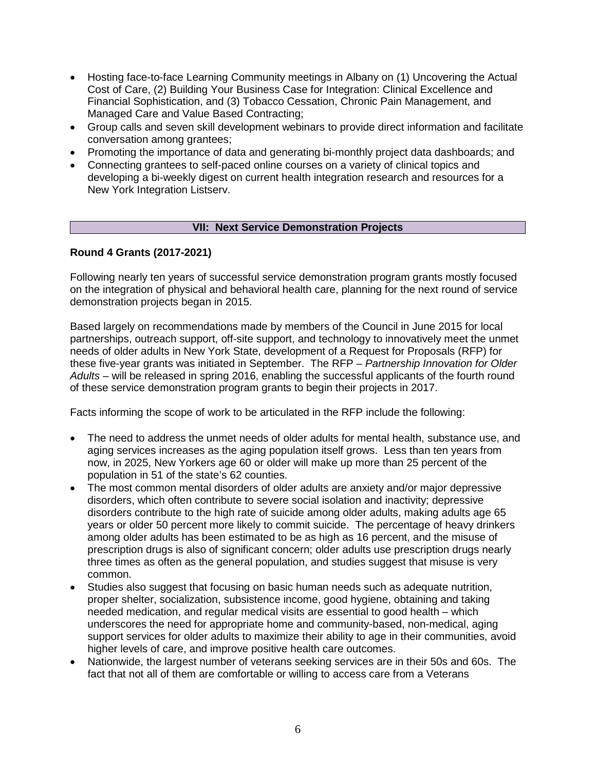- Hosting face-to-face Learning Community meetings in Albany on (1) Uncovering the Actual Cost of Care, (2) Building Your Business Case for Integration: Clinical Excellence and Financial Sophistication, and (3) Tobacco Cessation, Chronic Pain Management, and Managed Care and Value Based Contracting;
- Group calls and seven skill development webinars to provide direct information and facilitate conversation among grantees;
- Promoting the importance of data and generating bi-monthly project data dashboards; and
- Connecting grantees to self-paced online courses on a variety of clinical topics and developing a bi-weekly digest on current health integration research and resources for a New York Integration Listserv.

## VII: Next Service Demonstration Projects

**Round 4 Grants (2017-2021)**

Following nearly ten years of successful service demonstration program grants mostly focused on the integration of physical and behavioral health care, planning for the next round of service demonstration projects began in 2015.

Based largely on recommendations made by members of the Council in June 2015 for local partnerships, outreach support, off-site support, and technology to innovatively meet the unmet needs of older adults in New York State, development of a Request for Proposals (RFP) for these five-year grants was initiated in September. The RFP – *Partnership Innovation for Older Adults* – will be released in spring 2016, enabling the successful applicants of the fourth round of these service demonstration program grants to begin their projects in 2017.

Facts informing the scope of work to be articulated in the RFP include the following:

- The need to address the unmet needs of older adults for mental health, substance use, and aging services increases as the aging population itself grows. Less than ten years from now, in 2025, New Yorkers age 60 or older will make up more than 25 percent of the population in 51 of the state's 62 counties.
- The most common mental disorders of older adults are anxiety and/or major depressive disorders, which often contribute to severe social isolation and inactivity; depressive disorders contribute to the high rate of suicide among older adults, making adults age 65 years or older 50 percent more likely to commit suicide. The percentage of heavy drinkers among older adults has been estimated to be as high as 16 percent, and the misuse of prescription drugs is also of significant concern; older adults use prescription drugs nearly three times as often as the general population, and studies suggest that misuse is very common.
- Studies also suggest that focusing on basic human needs such as adequate nutrition, proper shelter, socialization, subsistence income, good hygiene, obtaining and taking needed medication, and regular medical visits are essential to good health – which underscores the need for appropriate home and community-based, non-medical, aging support services for older adults to maximize their ability to age in their communities, avoid higher levels of care, and improve positive health care outcomes.
- Nationwide, the largest number of veterans seeking services are in their 50s and 60s. The fact that not all of them are comfortable or willing to access care from a Veterans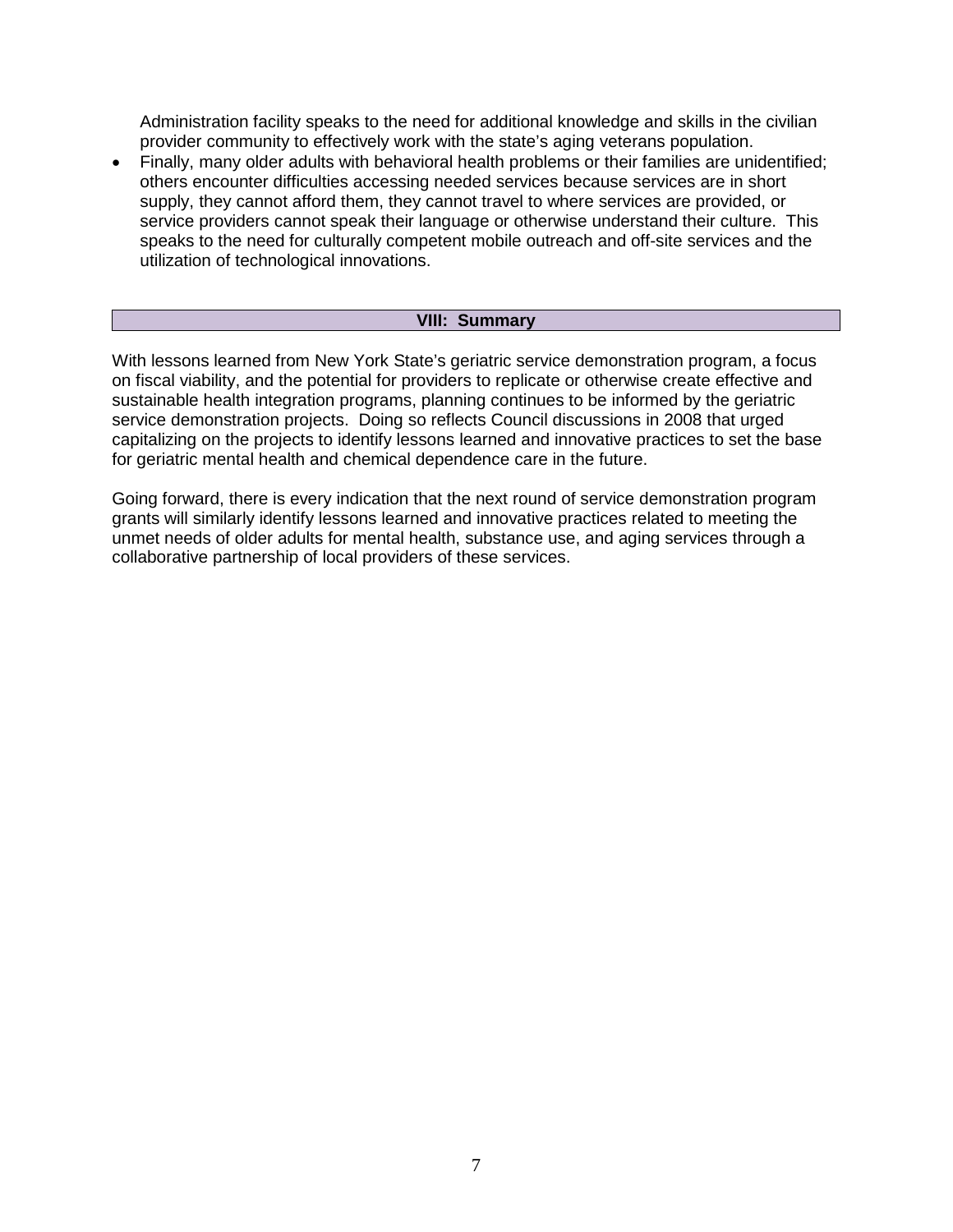Administration facility speaks to the need for additional knowledge and skills in the civilian provider community to effectively work with the state's aging veterans population.

- Finally, many older adults with behavioral health problems or their families are unidentified; others encounter difficulties accessing needed services because services are in short supply, they cannot afford them, they cannot travel to where services are provided, or service providers cannot speak their language or otherwise understand their culture. This speaks to the need for culturally competent mobile outreach and off-site services and the utilization of technological innovations.

## VIII: Summary

With lessons learned from New York State's geriatric service demonstration program, a focus on fiscal viability, and the potential for providers to replicate or otherwise create effective and sustainable health integration programs, planning continues to be informed by the geriatric service demonstration projects. Doing so reflects Council discussions in 2008 that urged capitalizing on the projects to identify lessons learned and innovative practices to set the base for geriatric mental health and chemical dependence care in the future.

Going forward, there is every indication that the next round of service demonstration program grants will similarly identify lessons learned and innovative practices related to meeting the unmet needs of older adults for mental health, substance use, and aging services through a collaborative partnership of local providers of these services.